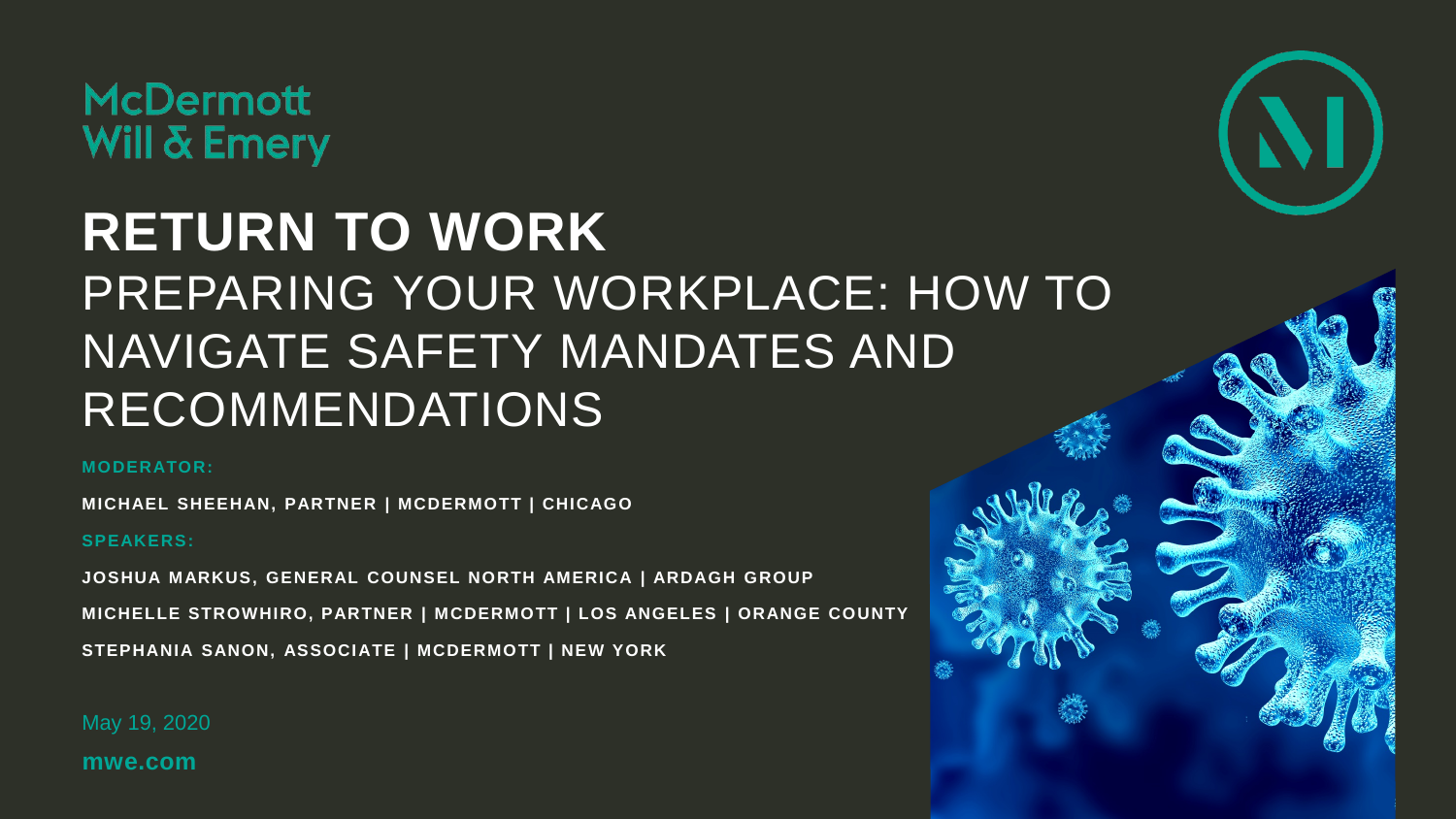McDermott
Will & Emery

# RETURN TO WORK

## PREPARING YOUR WORKPLACE: HOW TO NAVIGATE SAFETY MANDATES AND RECOMMENDATIONS

**MODERATOR:**

**MICHAEL SHEEHAN, PARTNER | MCDERMOTT | CHICAGO**

**SPEAKERS:**

**JOSHUA MARKUS, GENERAL COUNSEL NORTH AMERICA | ARDAGH GROUP**

**MICHELLE STROWHIRO, PARTNER | MCDERMOTT | LOS ANGELES | ORANGE COUNTY**

**STEPHANIA SANON, ASSOCIATE | MCDERMOTT | NEW YORK**

May 19, 2020

**mwe.com**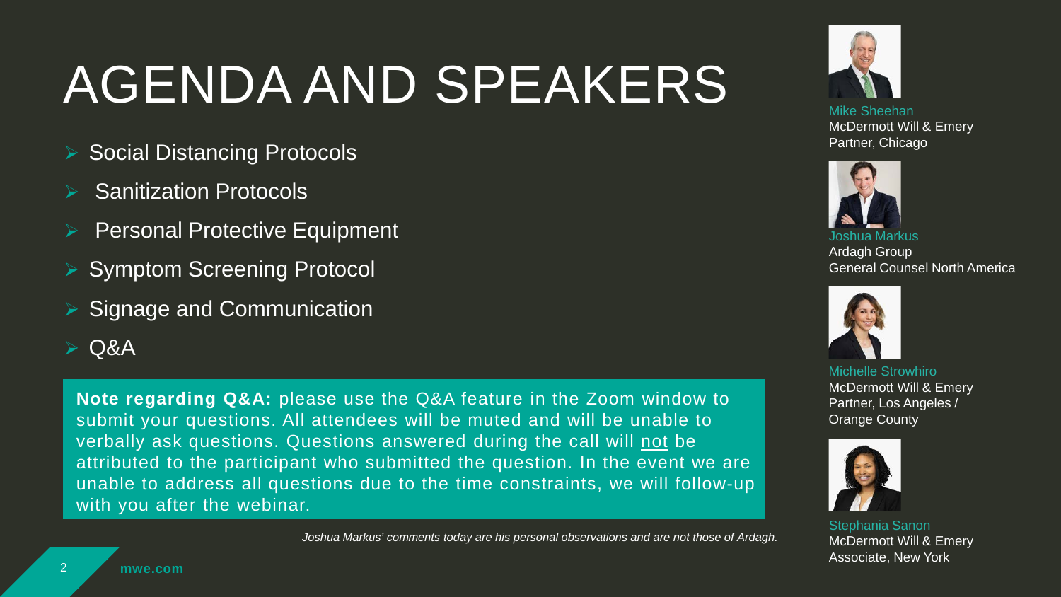# AGENDA AND SPEAKERS

- Social Distancing Protocols
- Sanitization Protocols
- Personal Protective Equipment
- Symptom Screening Protocol
- Signage and Communication
- Q&A

**Note regarding Q&A:** please use the Q&A feature in the Zoom window to submit your questions. All attendees will be muted and will be unable to verbally ask questions. Questions answered during the call will <u>not</u> be attributed to the participant who submitted the question. In the event we are unable to address all questions due to the time constraints, we will follow-up with you after the webinar.

*Joshua Markus' comments today are his personal observations and are not those of Ardagh.*

Mike Sheehan
McDermott Will & Emery
Partner, Chicago

Joshua Markus
Ardagh Group
General Counsel North America

Michelle Strowhiro
McDermott Will & Emery
Partner, Los Angeles / Orange County

Stephania Sanon
McDermott Will & Emery
Associate, New York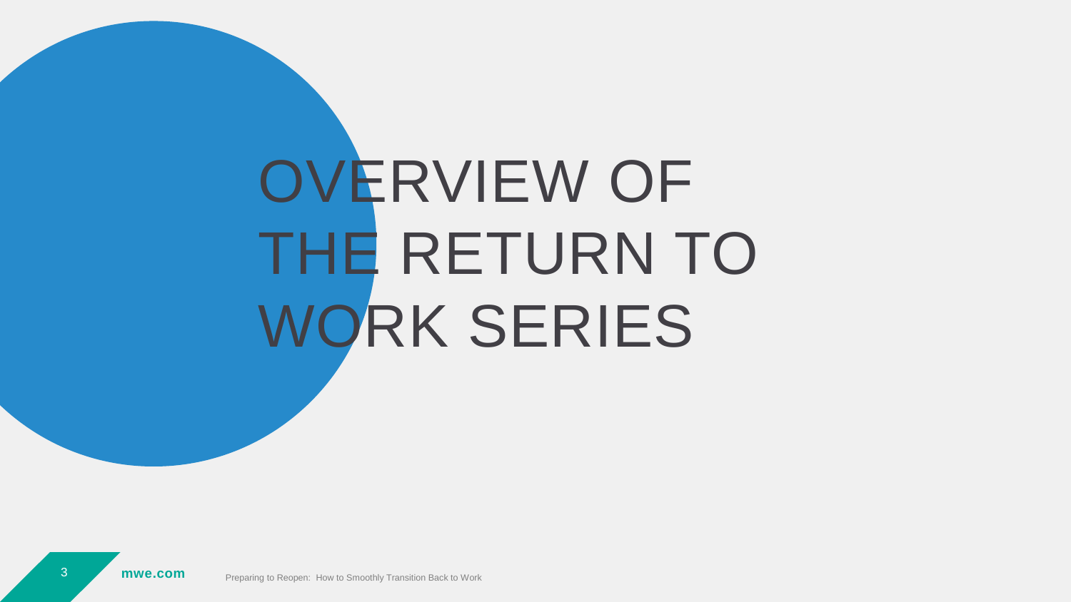# OVERVIEW OF THE RETURN TO WORK SERIES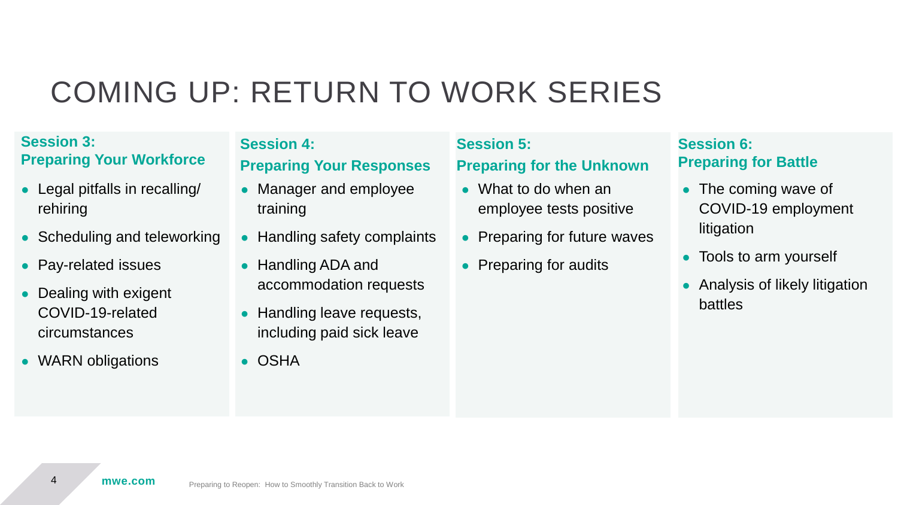# COMING UP: RETURN TO WORK SERIES

### Session 3: Preparing Your Workforce

- Legal pitfalls in recalling/ rehiring
- Scheduling and teleworking
- Pay-related issues
- Dealing with exigent COVID-19-related circumstances
- WARN obligations

### Session 4: Preparing Your Responses

- Manager and employee training
- Handling safety complaints
- Handling ADA and accommodation requests
- Handling leave requests, including paid sick leave
- OSHA

### Session 5: Preparing for the Unknown

- What to do when an employee tests positive
- Preparing for future waves
- Preparing for audits

### Session 6: Preparing for Battle

- The coming wave of COVID-19 employment litigation
- Tools to arm yourself
- Analysis of likely litigation battles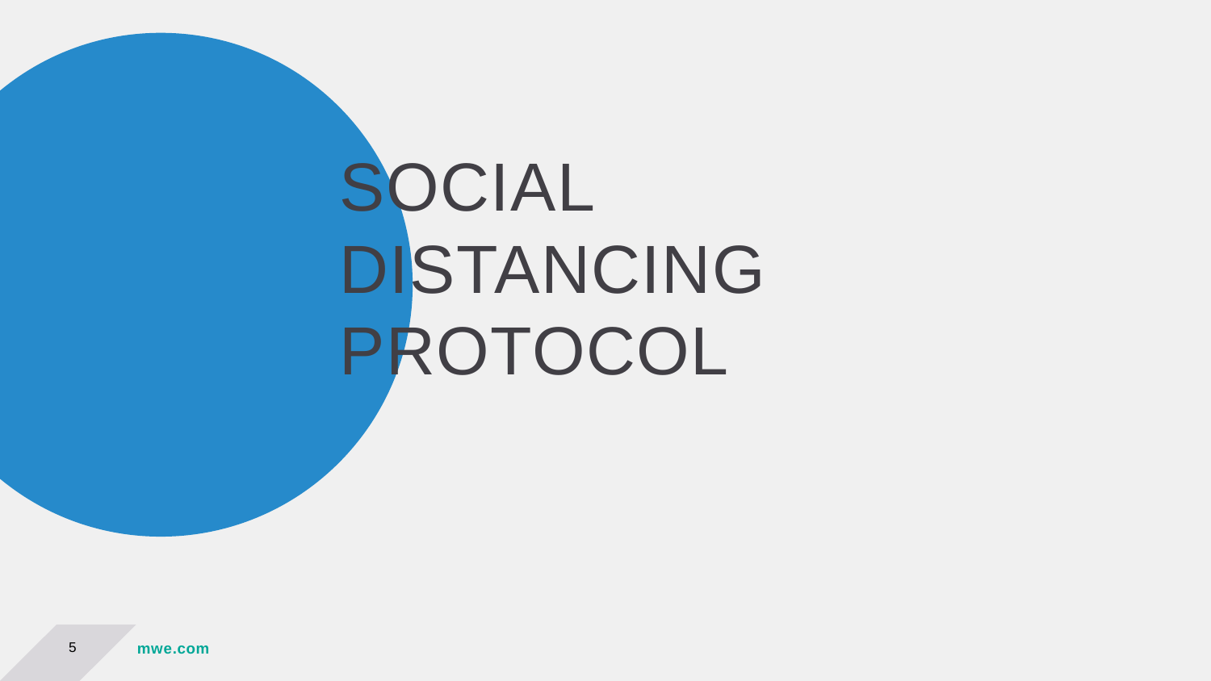# SOCIAL DISTANCING PROTOCOL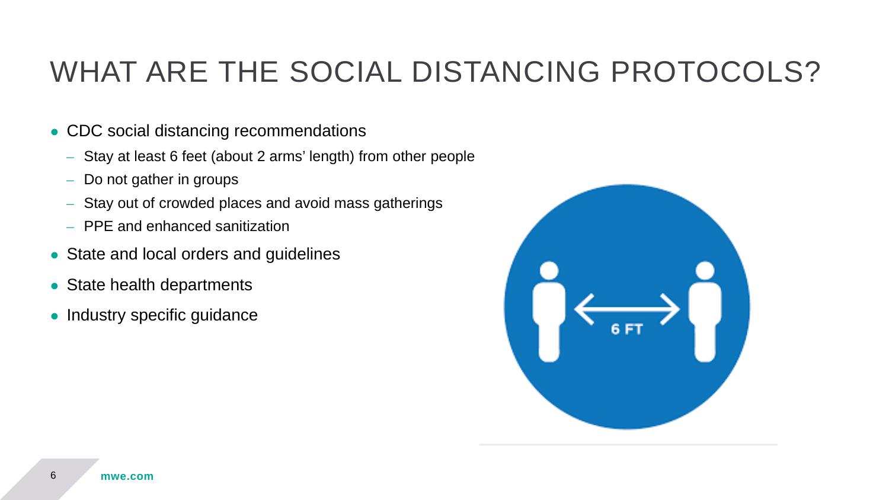# WHAT ARE THE SOCIAL DISTANCING PROTOCOLS?

- CDC social distancing recommendations
  - Stay at least 6 feet (about 2 arms' length) from other people
  - Do not gather in groups
  - Stay out of crowded places and avoid mass gatherings
  - PPE and enhanced sanitization
- State and local orders and guidelines
- State health departments
- Industry specific guidance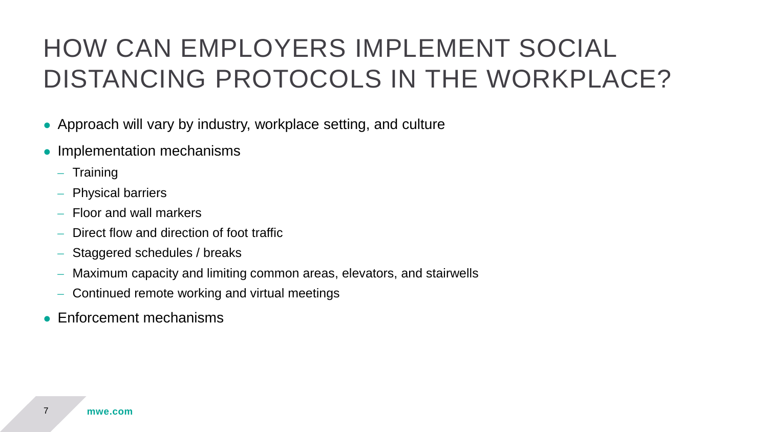# HOW CAN EMPLOYERS IMPLEMENT SOCIAL DISTANCING PROTOCOLS IN THE WORKPLACE?

- Approach will vary by industry, workplace setting, and culture
- Implementation mechanisms
  - Training
  - Physical barriers
  - Floor and wall markers
  - Direct flow and direction of foot traffic
  - Staggered schedules / breaks
  - Maximum capacity and limiting common areas, elevators, and stairwells
  - Continued remote working and virtual meetings
- Enforcement mechanisms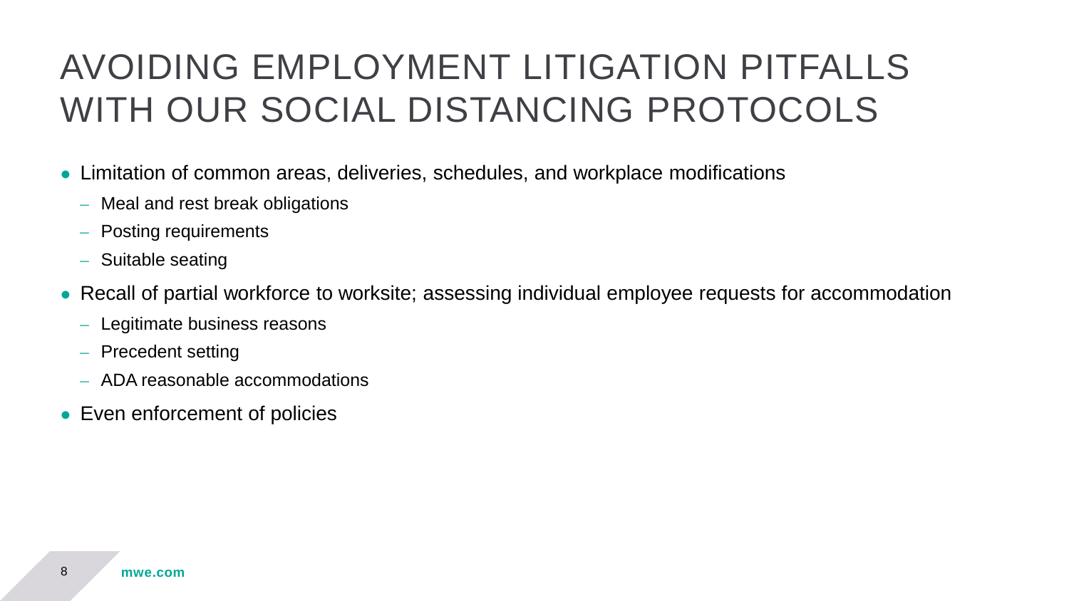# AVOIDING EMPLOYMENT LITIGATION PITFALLS WITH OUR SOCIAL DISTANCING PROTOCOLS

- Limitation of common areas, deliveries, schedules, and workplace modifications
  - Meal and rest break obligations
  - Posting requirements
  - Suitable seating
- Recall of partial workforce to worksite; assessing individual employee requests for accommodation
  - Legitimate business reasons
  - Precedent setting
  - ADA reasonable accommodations
- Even enforcement of policies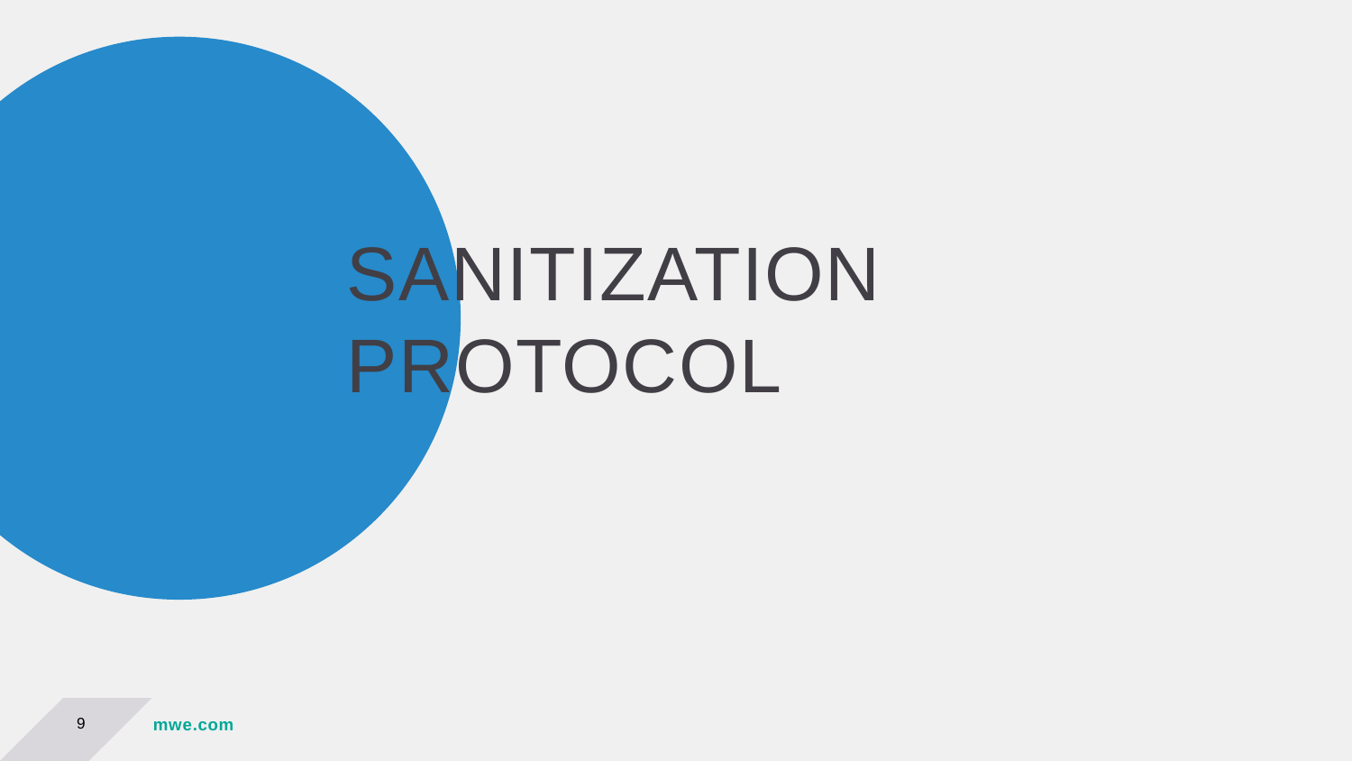# SANITIZATION PROTOCOL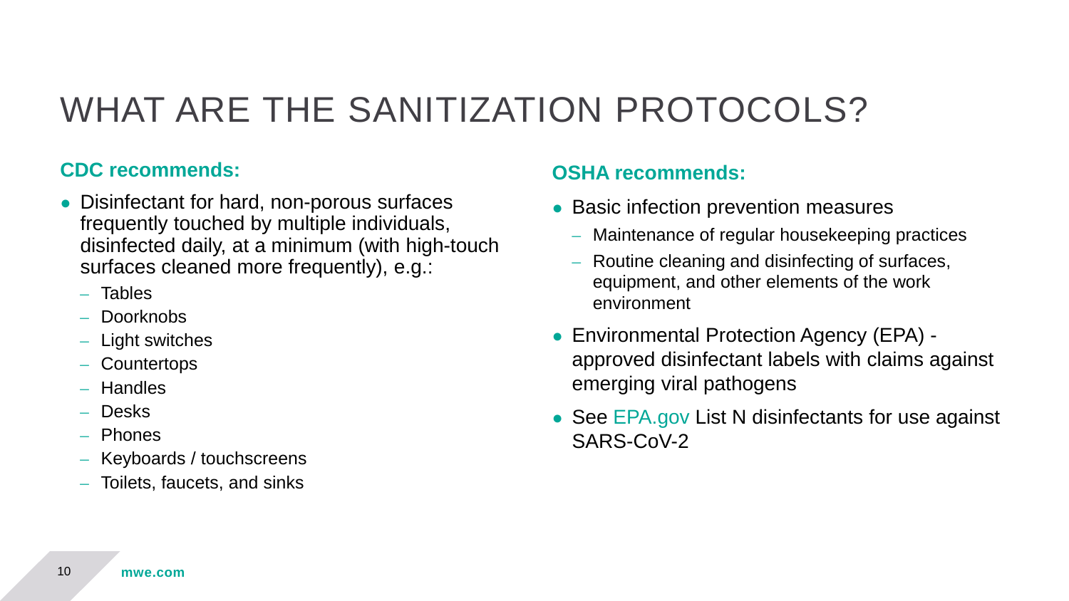# WHAT ARE THE SANITIZATION PROTOCOLS?

**CDC recommends:**

- Disinfectant for hard, non-porous surfaces frequently touched by multiple individuals, disinfected daily, at a minimum (with high-touch surfaces cleaned more frequently), e.g.:
  - Tables
  - Doorknobs
  - Light switches
  - Countertops
  - Handles
  - Desks
  - Phones
  - Keyboards / touchscreens
  - Toilets, faucets, and sinks

**OSHA recommends:**

- Basic infection prevention measures
  - Maintenance of regular housekeeping practices
  - Routine cleaning and disinfecting of surfaces, equipment, and other elements of the work environment
- Environmental Protection Agency (EPA) - approved disinfectant labels with claims against emerging viral pathogens
- See EPA.gov List N disinfectants for use against SARS-CoV-2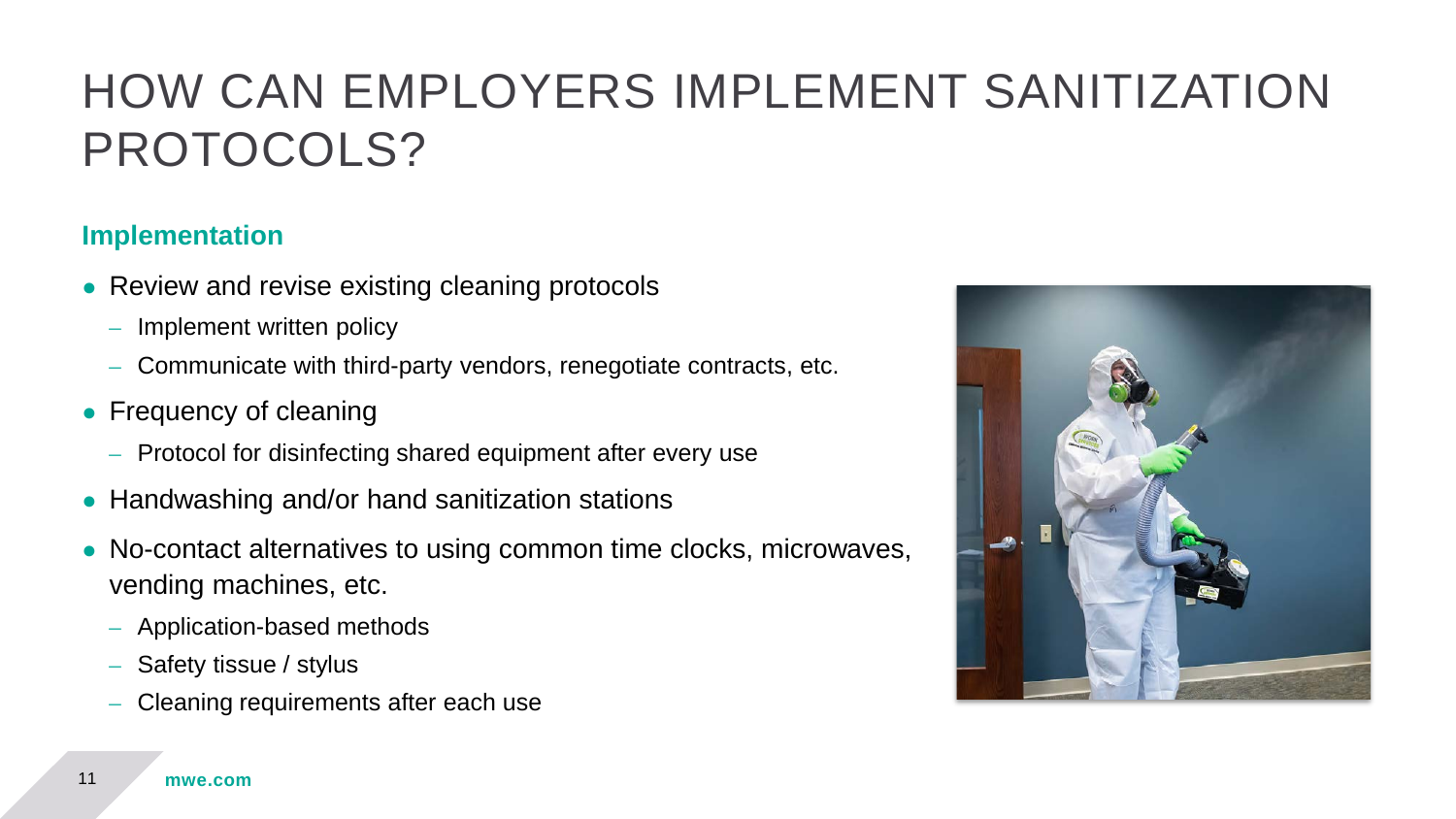# HOW CAN EMPLOYERS IMPLEMENT SANITIZATION PROTOCOLS?

## Implementation

- Review and revise existing cleaning protocols
  - Implement written policy
  - Communicate with third-party vendors, renegotiate contracts, etc.
- Frequency of cleaning
  - Protocol for disinfecting shared equipment after every use
- Handwashing and/or hand sanitization stations
- No-contact alternatives to using common time clocks, microwaves, vending machines, etc.
  - Application-based methods
  - Safety tissue / stylus
  - Cleaning requirements after each use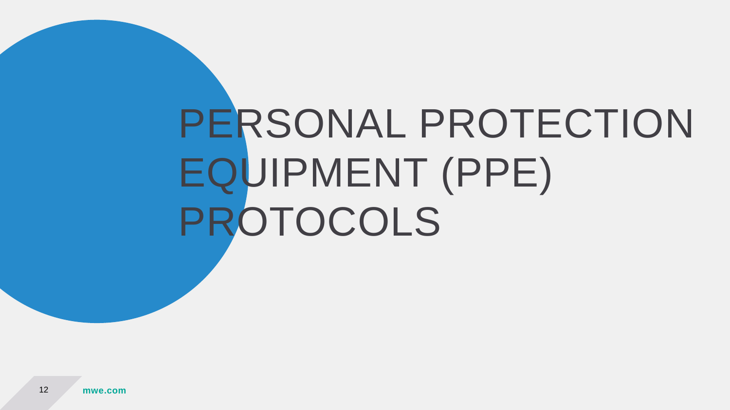# PERSONAL PROTECTION EQUIPMENT (PPE) PROTOCOLS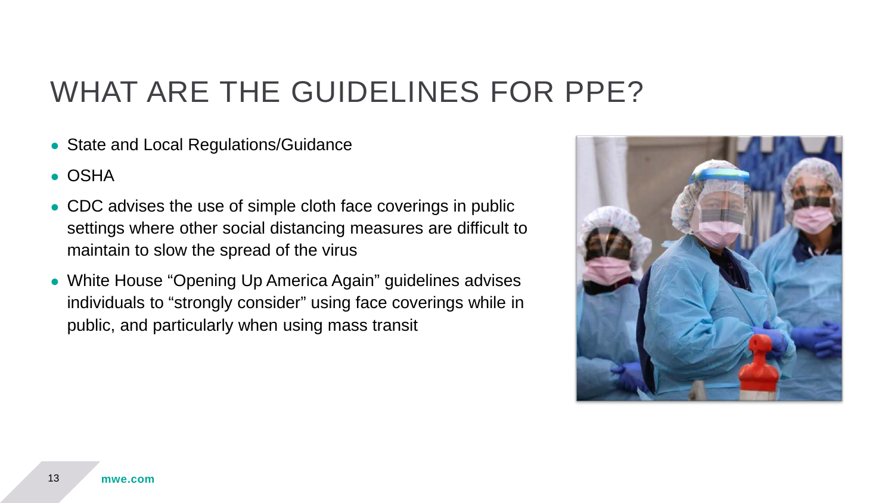# WHAT ARE THE GUIDELINES FOR PPE?

- State and Local Regulations/Guidance
- OSHA
- CDC advises the use of simple cloth face coverings in public settings where other social distancing measures are difficult to maintain to slow the spread of the virus
- White House "Opening Up America Again" guidelines advises individuals to "strongly consider" using face coverings while in public, and particularly when using mass transit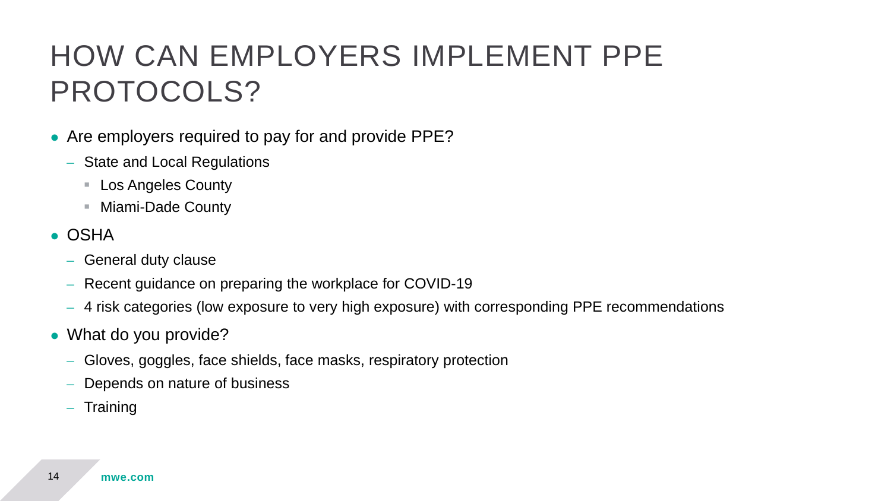# HOW CAN EMPLOYERS IMPLEMENT PPE PROTOCOLS?

- Are employers required to pay for and provide PPE?
  - State and Local Regulations
    - Los Angeles County
    - Miami-Dade County
- OSHA
  - General duty clause
  - Recent guidance on preparing the workplace for COVID-19
  - 4 risk categories (low exposure to very high exposure) with corresponding PPE recommendations
- What do you provide?
  - Gloves, goggles, face shields, face masks, respiratory protection
  - Depends on nature of business
  - Training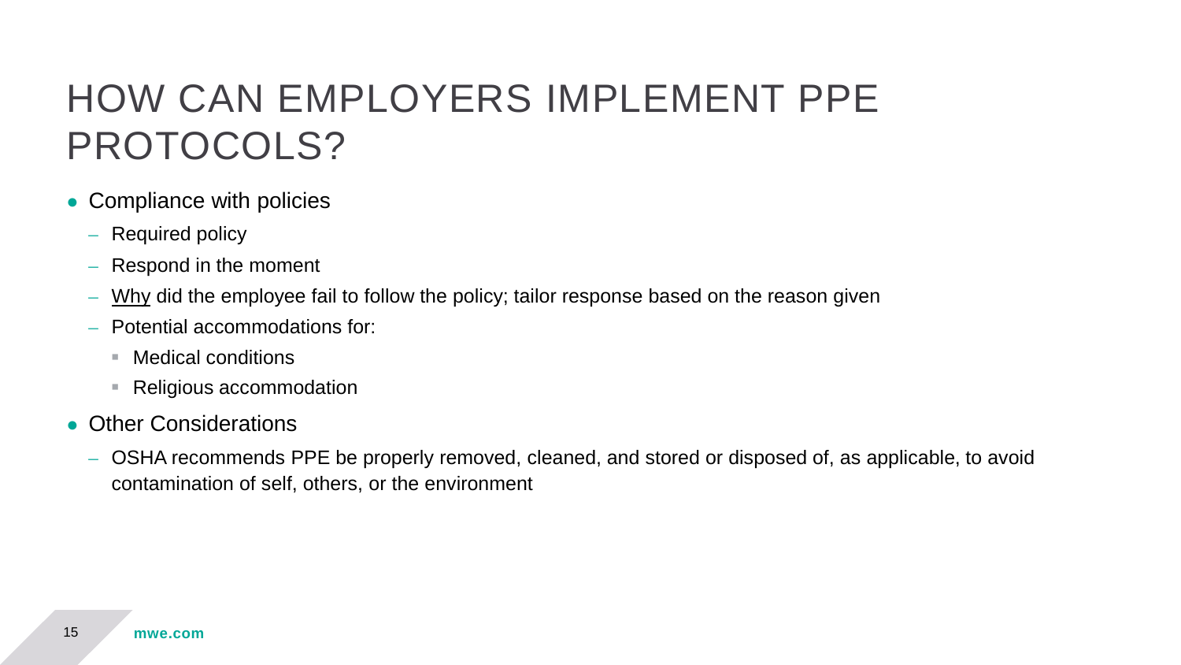# HOW CAN EMPLOYERS IMPLEMENT PPE PROTOCOLS?

- Compliance with policies
  - Required policy
  - Respond in the moment
  - <u>Why</u> did the employee fail to follow the policy; tailor response based on the reason given
  - Potential accommodations for:
    - Medical conditions
    - Religious accommodation
- Other Considerations
  - OSHA recommends PPE be properly removed, cleaned, and stored or disposed of, as applicable, to avoid contamination of self, others, or the environment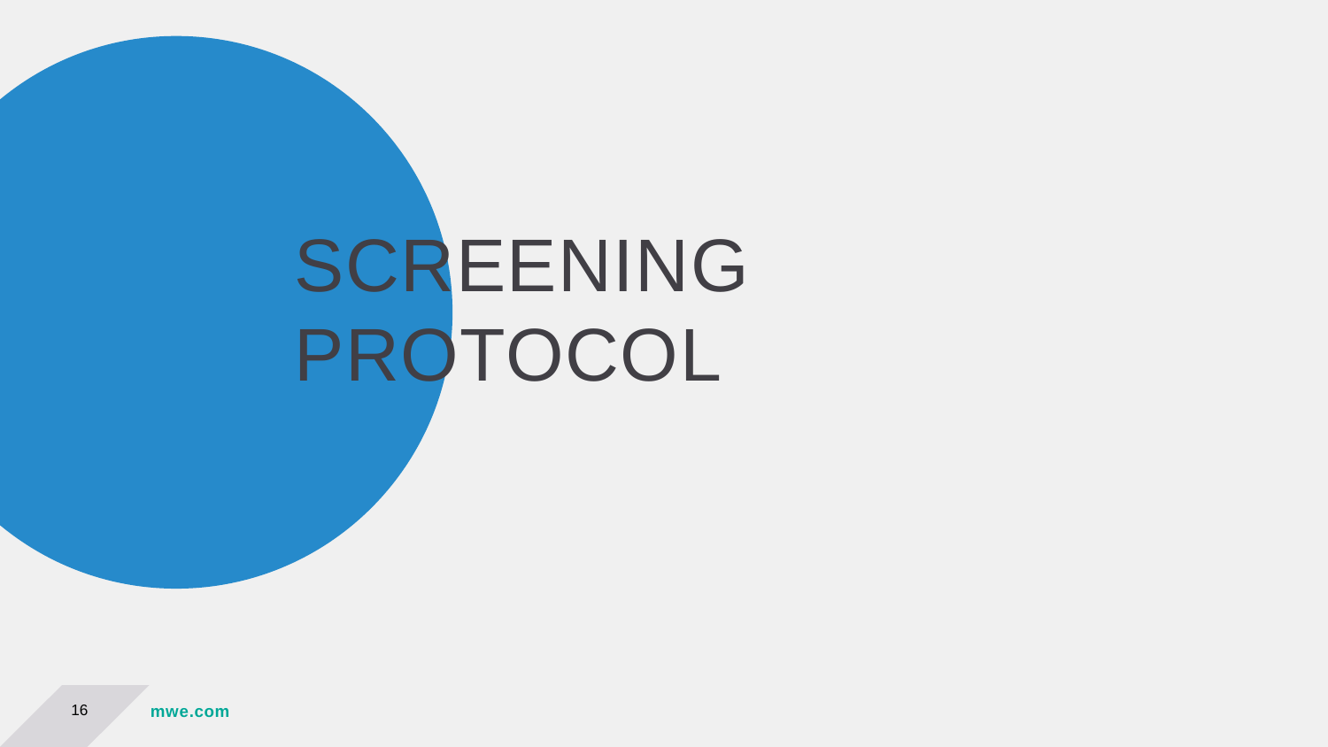# SCREENING PROTOCOL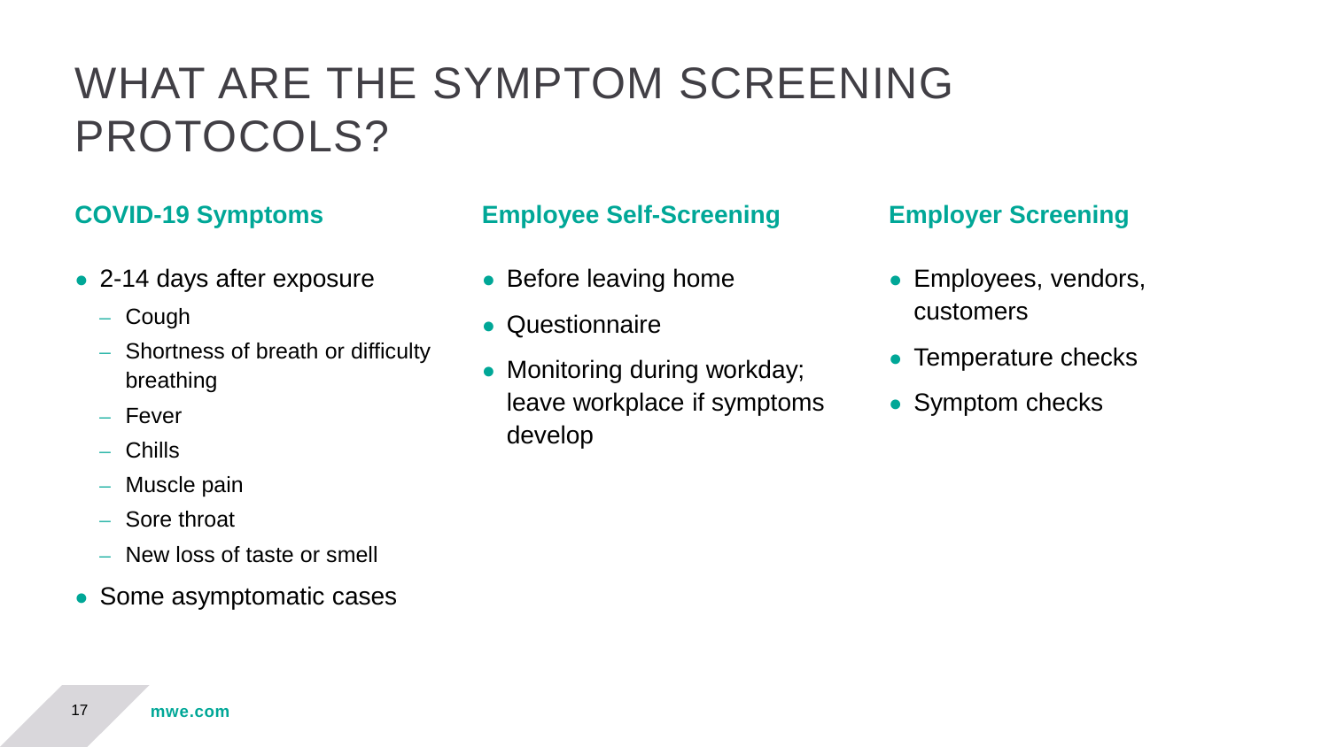# WHAT ARE THE SYMPTOM SCREENING PROTOCOLS?

### COVID-19 Symptoms

- 2-14 days after exposure
  - Cough
  - Shortness of breath or difficulty breathing
  - Fever
  - Chills
  - Muscle pain
  - Sore throat
  - New loss of taste or smell
- Some asymptomatic cases

### Employee Self-Screening

- Before leaving home
- Questionnaire
- Monitoring during workday; leave workplace if symptoms develop

### Employer Screening

- Employees, vendors, customers
- Temperature checks
- Symptom checks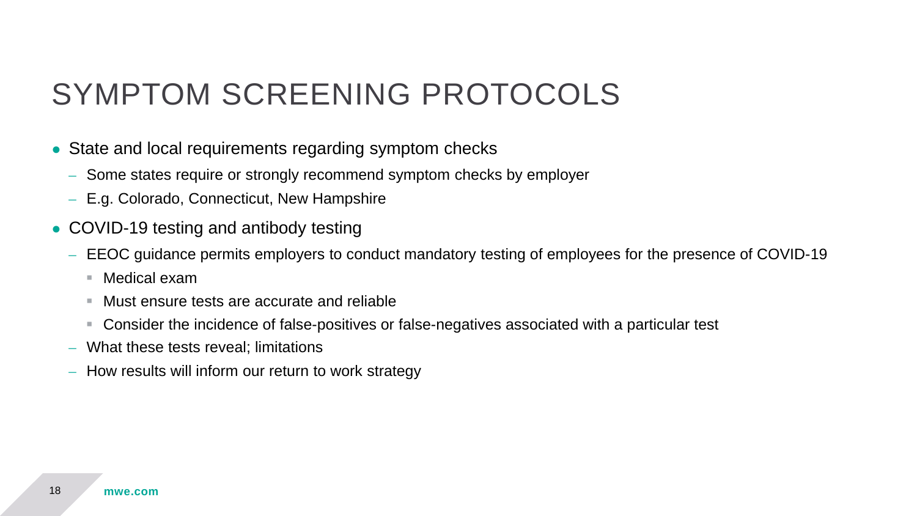# SYMPTOM SCREENING PROTOCOLS

- State and local requirements regarding symptom checks
  - Some states require or strongly recommend symptom checks by employer
  - E.g. Colorado, Connecticut, New Hampshire
- COVID-19 testing and antibody testing
  - EEOC guidance permits employers to conduct mandatory testing of employees for the presence of COVID-19
    - Medical exam
    - Must ensure tests are accurate and reliable
    - Consider the incidence of false-positives or false-negatives associated with a particular test
  - What these tests reveal; limitations
  - How results will inform our return to work strategy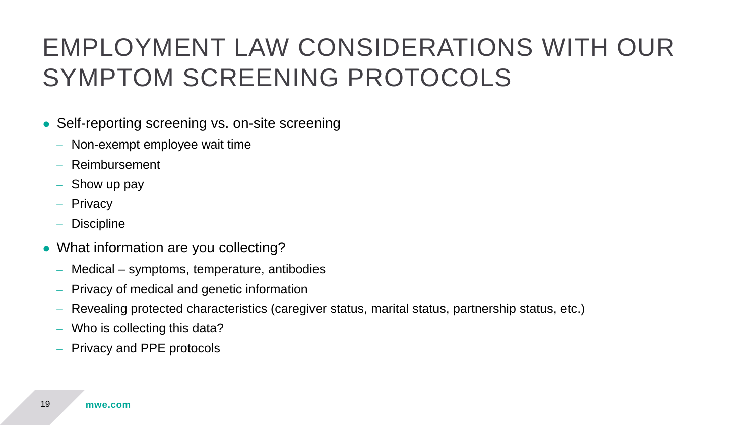# EMPLOYMENT LAW CONSIDERATIONS WITH OUR SYMPTOM SCREENING PROTOCOLS

- Self-reporting screening vs. on-site screening
  - Non-exempt employee wait time
  - Reimbursement
  - Show up pay
  - Privacy
  - Discipline
- What information are you collecting?
  - Medical – symptoms, temperature, antibodies
  - Privacy of medical and genetic information
  - Revealing protected characteristics (caregiver status, marital status, partnership status, etc.)
  - Who is collecting this data?
  - Privacy and PPE protocols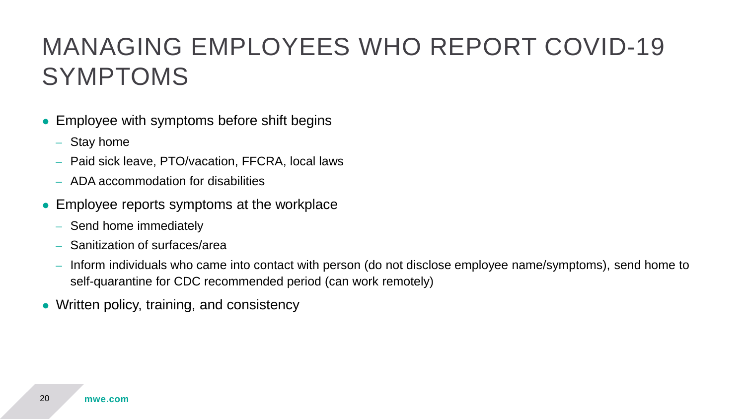# MANAGING EMPLOYEES WHO REPORT COVID-19 SYMPTOMS

- Employee with symptoms before shift begins
  - Stay home
  - Paid sick leave, PTO/vacation, FFCRA, local laws
  - ADA accommodation for disabilities
- Employee reports symptoms at the workplace
  - Send home immediately
  - Sanitization of surfaces/area
  - Inform individuals who came into contact with person (do not disclose employee name/symptoms), send home to self-quarantine for CDC recommended period (can work remotely)
- Written policy, training, and consistency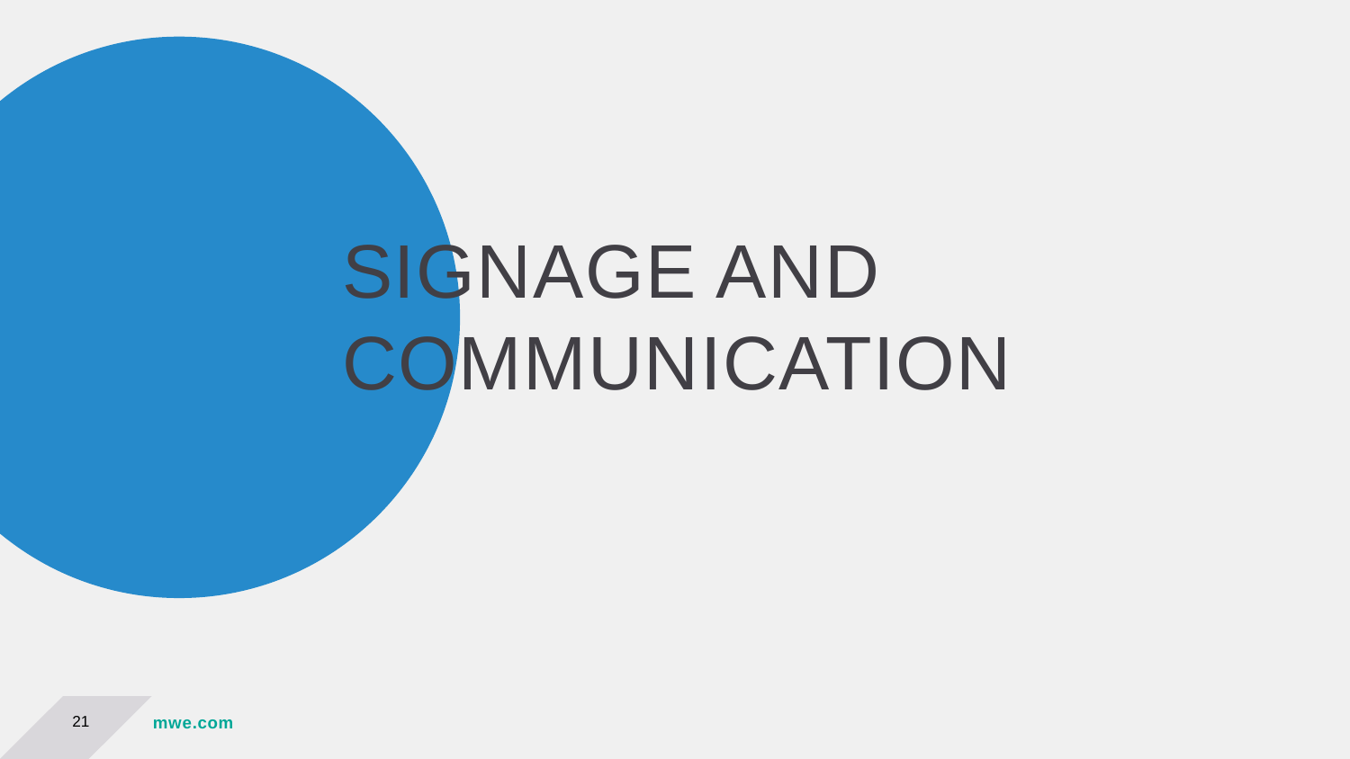# SIGNAGE AND COMMUNICATION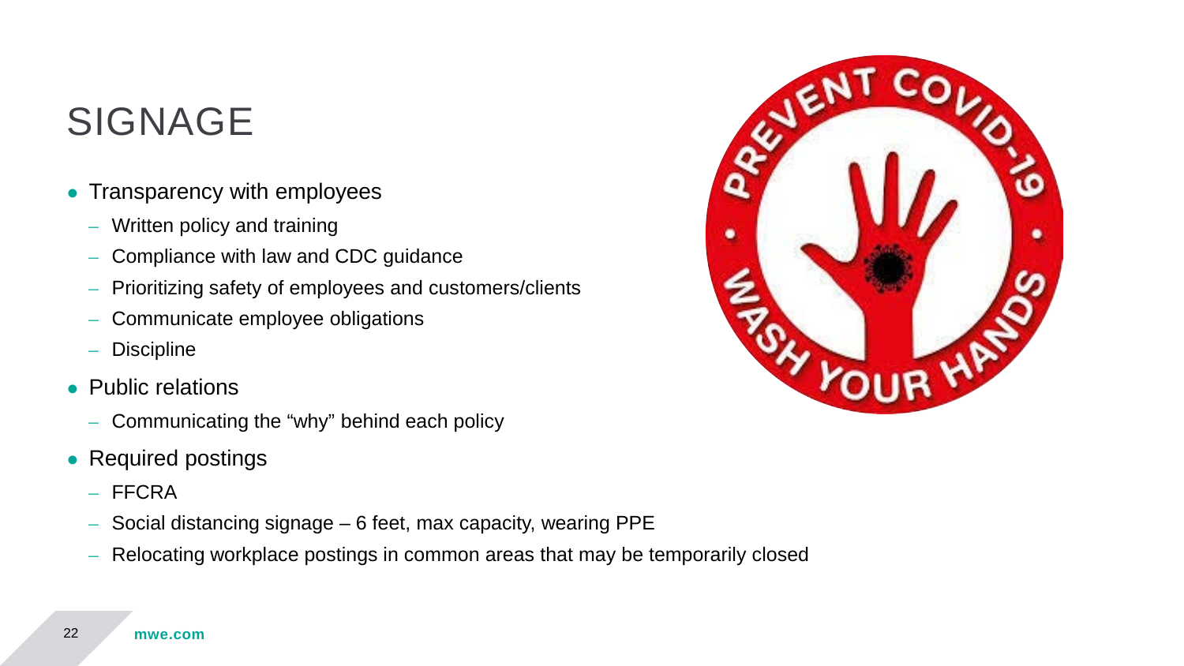# SIGNAGE

- Transparency with employees
  - Written policy and training
  - Compliance with law and CDC guidance
  - Prioritizing safety of employees and customers/clients
  - Communicate employee obligations
  - Discipline
- Public relations
  - Communicating the "why" behind each policy
- Required postings
  - FFCRA
  - Social distancing signage – 6 feet, max capacity, wearing PPE
  - Relocating workplace postings in common areas that may be temporarily closed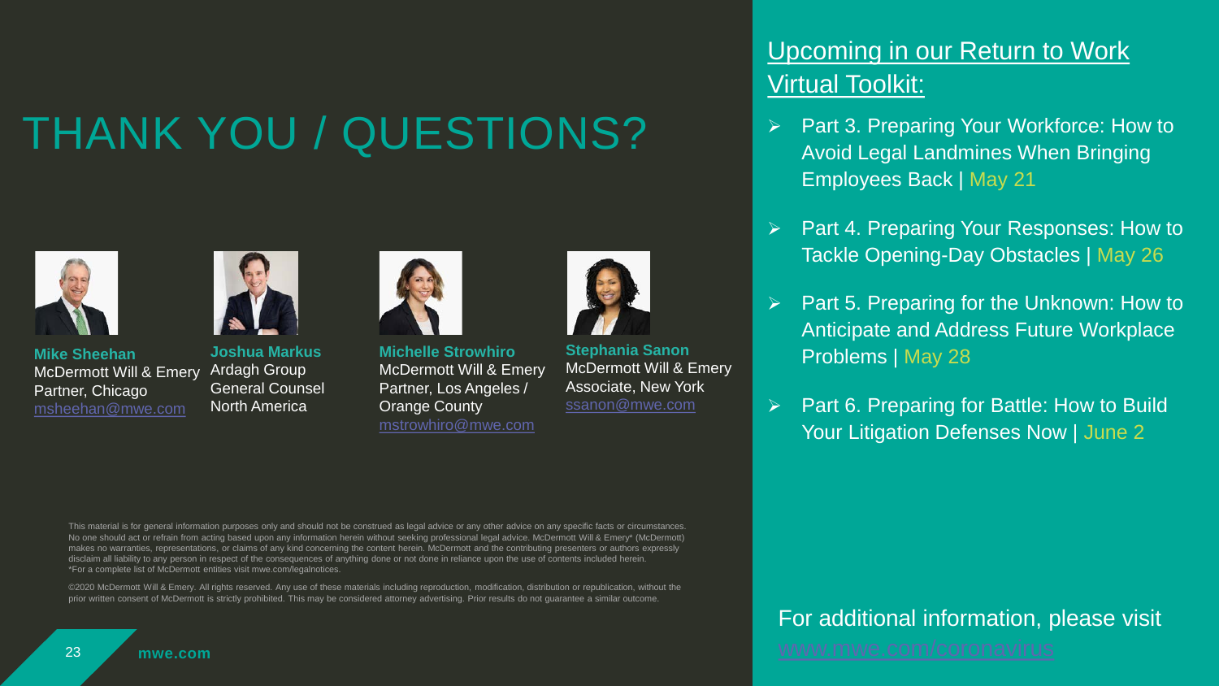# THANK YOU / QUESTIONS?

**Mike Sheehan**
McDermott Will & Emery
Partner, Chicago
msheehan@mwe.com

**Joshua Markus**
Ardagh Group
General Counsel
North America

**Michelle Strowhiro**
McDermott Will & Emery
Partner, Los Angeles / Orange County
mstrowhiro@mwe.com

**Stephania Sanon**
McDermott Will & Emery
Associate, New York
ssanon@mwe.com

This material is for general information purposes only and should not be construed as legal advice or any other advice on any specific facts or circumstances. No one should act or refrain from acting based upon any information herein without seeking professional legal advice. McDermott Will & Emery* (McDermott) makes no warranties, representations, or claims of any kind concerning the content herein. McDermott and the contributing presenters or authors expressly disclaim all liability to any person in respect of the consequences of anything done or not done in reliance upon the use of contents included herein.
*For a complete list of McDermott entities visit mwe.com/legalnotices.

©2020 McDermott Will & Emery. All rights reserved. Any use of these materials including reproduction, modification, distribution or republication, without the prior written consent of McDermott is strictly prohibited. This may be considered attorney advertising. Prior results do not guarantee a similar outcome.

## Upcoming in our Return to Work Virtual Toolkit:

- Part 3. Preparing Your Workforce: How to Avoid Legal Landmines When Bringing Employees Back | May 21
- Part 4. Preparing Your Responses: How to Tackle Opening-Day Obstacles | May 26
- Part 5. Preparing for the Unknown: How to Anticipate and Address Future Workplace Problems | May 28
- Part 6. Preparing for Battle: How to Build Your Litigation Defenses Now | June 2

For additional information, please visit www.mwe.com/coronavirus

mwe.com